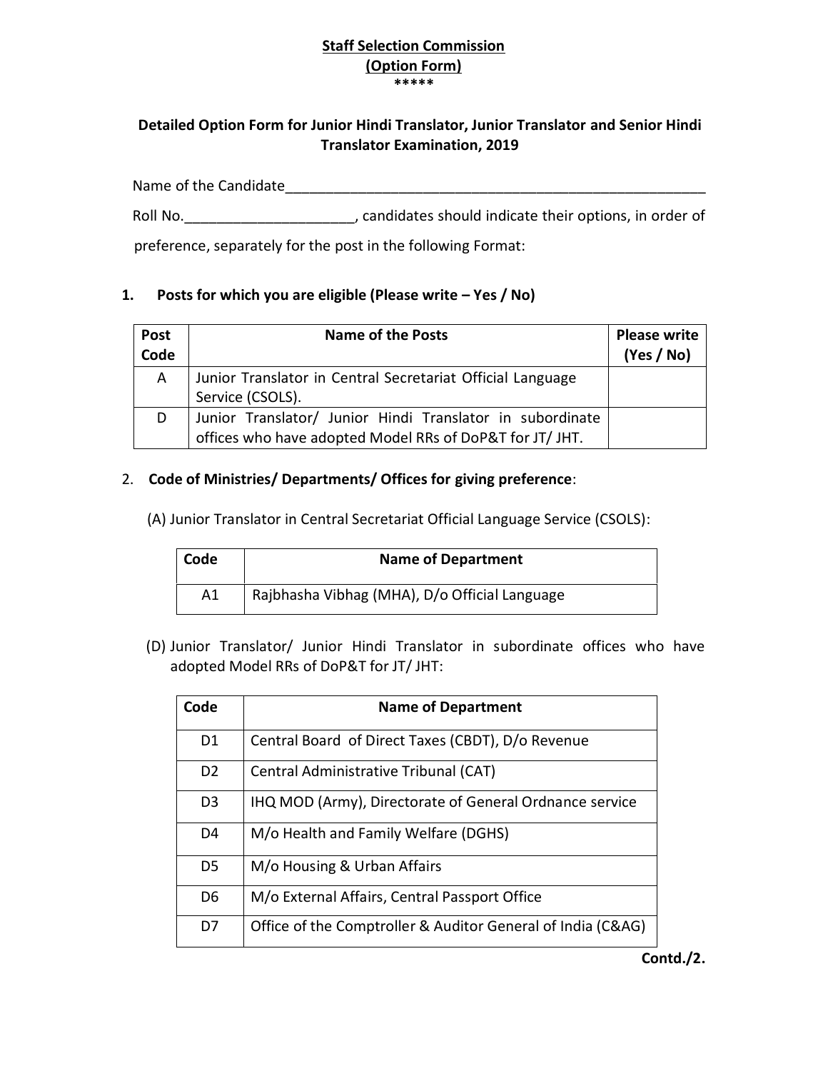**Staff Selection Commission**
**(Option Form)**
*****

**Detailed Option Form for Junior Hindi Translator, Junior Translator and Senior Hindi Translator Examination, 2019**

Name of the Candidate_______________________________________________________

Roll No.____________________, candidates should indicate their options, in order of preference, separately for the post in the following Format:

**1. Posts for which you are eligible (Please write – Yes / No)**

| Post Code | Name of the Posts | Please write (Yes / No) |
|---|---|---|
| A | Junior Translator in Central Secretariat Official Language Service (CSOLS). | |
| D | Junior Translator/ Junior Hindi Translator in subordinate offices who have adopted Model RRs of DoP&T for JT/ JHT. | |

2. **Code of Ministries/ Departments/ Offices for giving preference**:

(A) Junior Translator in Central Secretariat Official Language Service (CSOLS):

| Code | Name of Department |
|---|---|
| A1 | Rajbhasha Vibhag (MHA), D/o Official Language |

(D) Junior Translator/ Junior Hindi Translator in subordinate offices who have adopted Model RRs of DoP&T for JT/ JHT:

| Code | Name of Department |
|---|---|
| D1 | Central Board of Direct Taxes (CBDT), D/o Revenue |
| D2 | Central Administrative Tribunal (CAT) |
| D3 | IHQ MOD (Army), Directorate of General Ordnance service |
| D4 | M/o Health and Family Welfare (DGHS) |
| D5 | M/o Housing & Urban Affairs |
| D6 | M/o External Affairs, Central Passport Office |
| D7 | Office of the Comptroller & Auditor General of India (C&AG) |

**Contd./2.**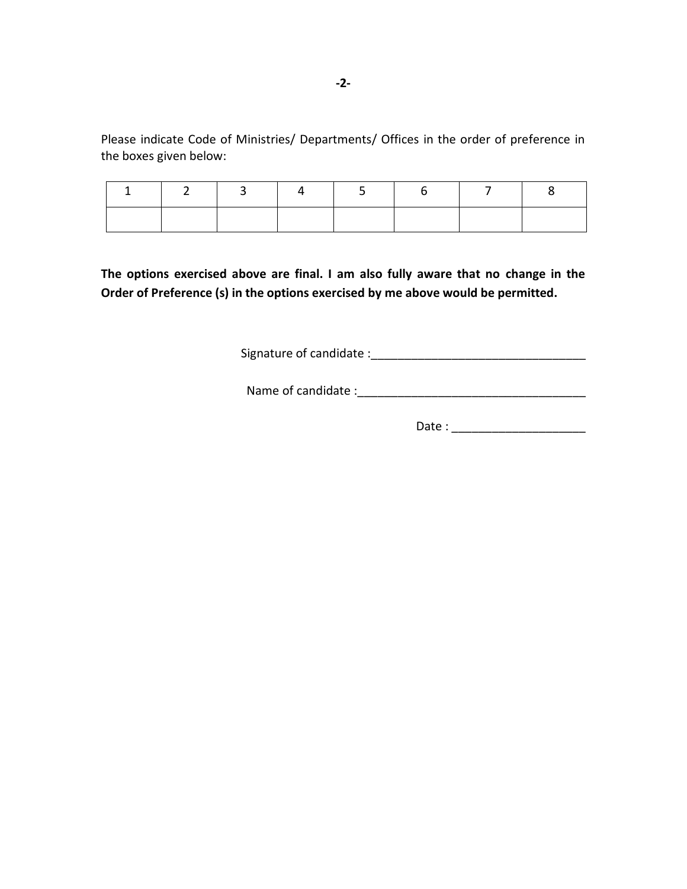Please indicate Code of Ministries/ Departments/ Offices in the order of preference in the boxes given below:

| 1 | 2 | 3 | 4 | 5 | 6 | 7 | 8 |
|---|---|---|---|---|---|---|---|
| | | | | | | | |

**The options exercised above are final. I am also fully aware that no change in the Order of Preference (s) in the options exercised by me above would be permitted.**

Signature of candidate :_________________________________

Name of candidate :___________________________________

Date : ____________________